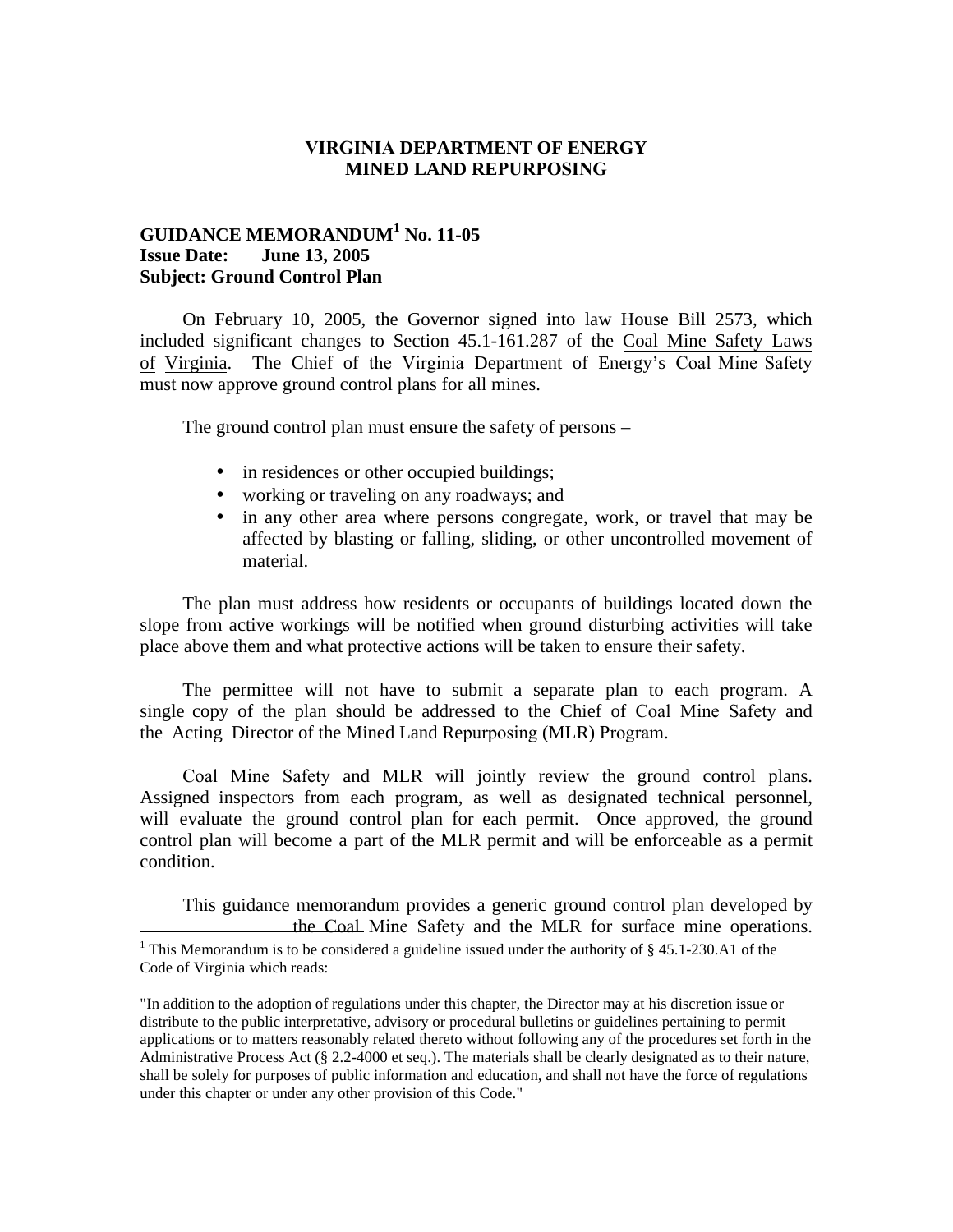**VIRGINIA DEPARTMENT OF ENERGY**
**MINED LAND REPURPOSING**

**GUIDANCE MEMORANDUM[1] No. 11-05**
**Issue Date: June 13, 2005**
**Subject: Ground Control Plan**

On February 10, 2005, the Governor signed into law House Bill 2573, which included significant changes to Section 45.1-161.287 of the Coal Mine Safety Laws of Virginia. The Chief of the Virginia Department of Energy's Coal Mine Safety must now approve ground control plans for all mines.

The ground control plan must ensure the safety of persons –

- in residences or other occupied buildings;
- working or traveling on any roadways; and
- in any other area where persons congregate, work, or travel that may be affected by blasting or falling, sliding, or other uncontrolled movement of material.

The plan must address how residents or occupants of buildings located down the slope from active workings will be notified when ground disturbing activities will take place above them and what protective actions will be taken to ensure their safety.

The permittee will not have to submit a separate plan to each program. A single copy of the plan should be addressed to the Chief of Coal Mine Safety and the Acting Director of the Mined Land Repurposing (MLR) Program.

Coal Mine Safety and MLR will jointly review the ground control plans. Assigned inspectors from each program, as well as designated technical personnel, will evaluate the ground control plan for each permit. Once approved, the ground control plan will become a part of the MLR permit and will be enforceable as a permit condition.

This guidance memorandum provides a generic ground control plan developed by the Coal Mine Safety and the MLR for surface mine operations.

---

[1] This Memorandum is to be considered a guideline issued under the authority of § 45.1-230.A1 of the Code of Virginia which reads:

"In addition to the adoption of regulations under this chapter, the Director may at his discretion issue or distribute to the public interpretative, advisory or procedural bulletins or guidelines pertaining to permit applications or to matters reasonably related thereto without following any of the procedures set forth in the Administrative Process Act (§ 2.2-4000 et seq.). The materials shall be clearly designated as to their nature, shall be solely for purposes of public information and education, and shall not have the force of regulations under this chapter or under any other provision of this Code."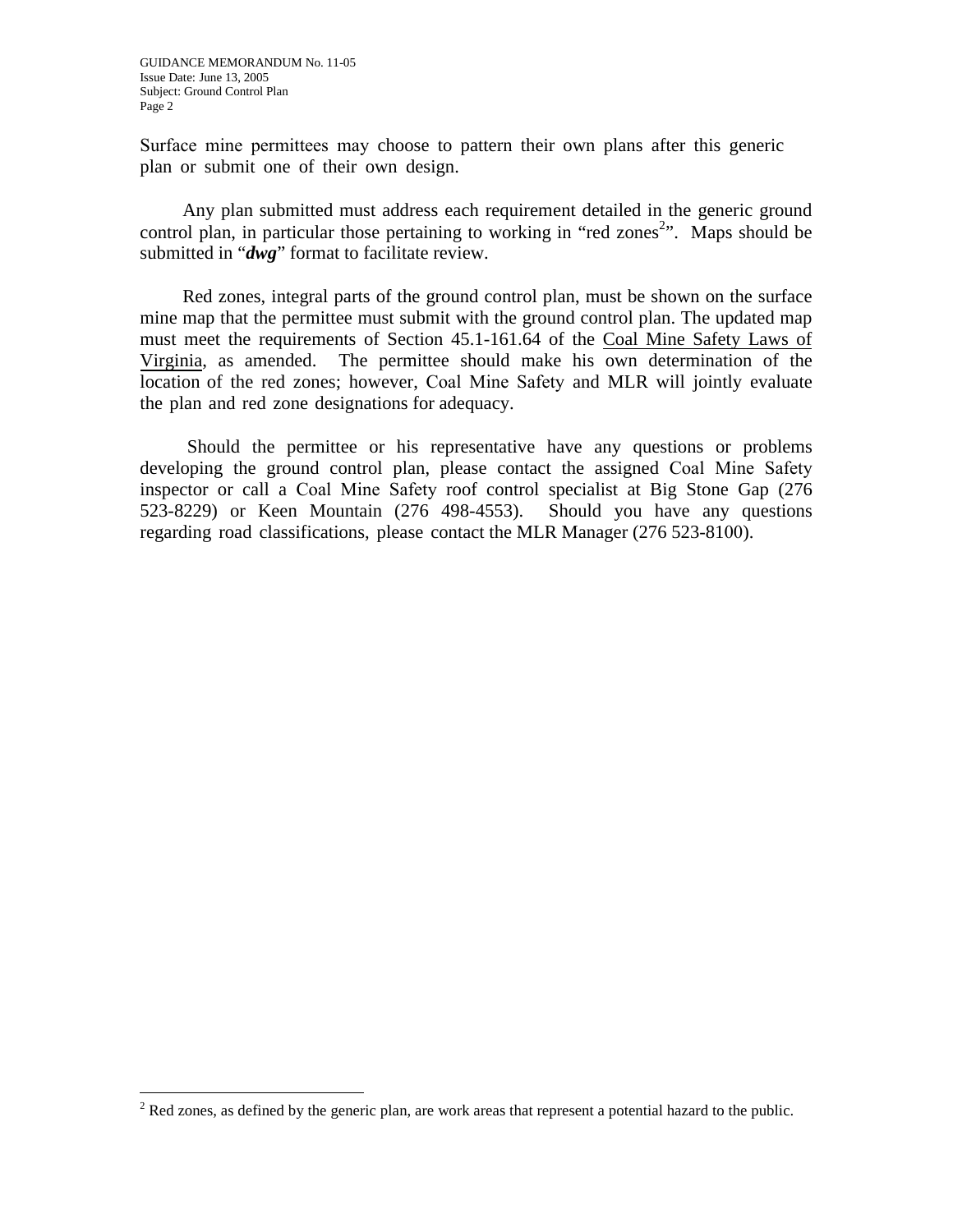Surface mine permittees may choose to pattern their own plans after this generic plan or submit one of their own design.

Any plan submitted must address each requirement detailed in the generic ground control plan, in particular those pertaining to working in "red zones[2]". Maps should be submitted in "***dwg***" format to facilitate review.

Red zones, integral parts of the ground control plan, must be shown on the surface mine map that the permittee must submit with the ground control plan. The updated map must meet the requirements of Section 45.1-161.64 of the <u>Coal Mine Safety Laws of Virginia</u>, as amended. The permittee should make his own determination of the location of the red zones; however, Coal Mine Safety and MLR will jointly evaluate the plan and red zone designations for adequacy.

Should the permittee or his representative have any questions or problems developing the ground control plan, please contact the assigned Coal Mine Safety inspector or call a Coal Mine Safety roof control specialist at Big Stone Gap (276 523-8229) or Keen Mountain (276 498-4553). Should you have any questions regarding road classifications, please contact the MLR Manager (276 523-8100).

---

[2] Red zones, as defined by the generic plan, are work areas that represent a potential hazard to the public.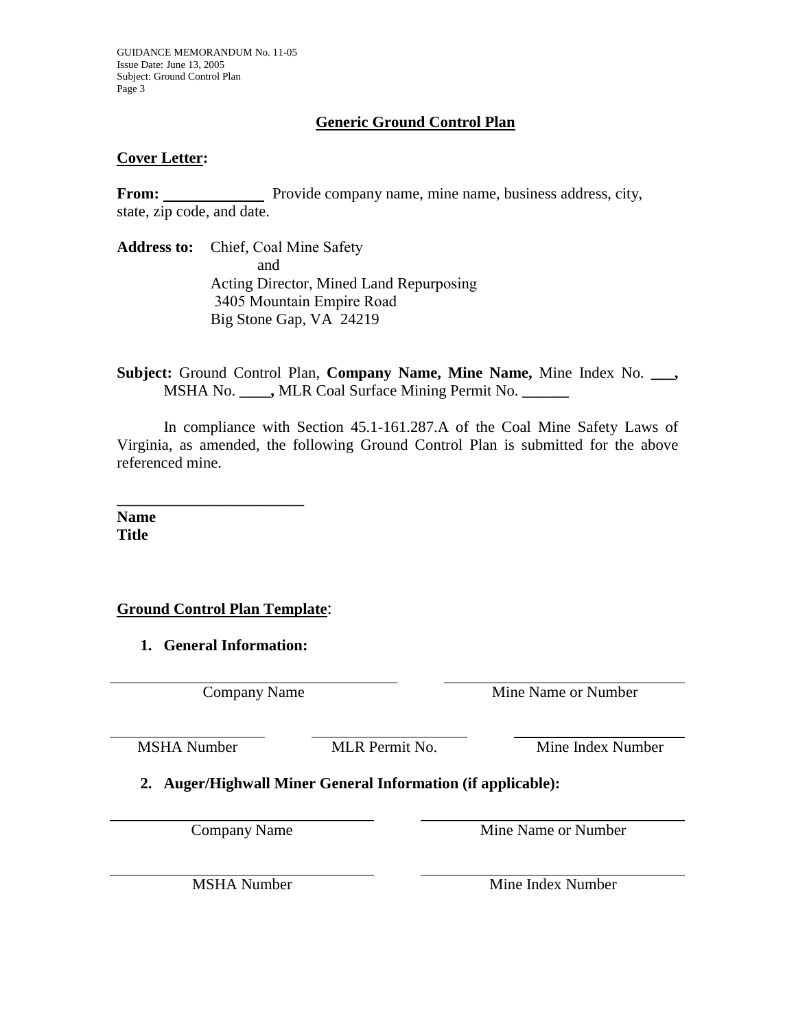## Generic Ground Control Plan

**Cover Letter:**

**From:** \_\_\_\_\_\_\_\_\_\_\_\_ Provide company name, mine name, business address, city, state, zip code, and date.

**Address to:** Chief, Coal Mine Safety
and
Acting Director, Mined Land Repurposing
3405 Mountain Empire Road
Big Stone Gap, VA 24219

**Subject:** Ground Control Plan, **Company Name, Mine Name,** Mine Index No. **\_\_\_,** MSHA No. **\_\_\_\_,** MLR Coal Surface Mining Permit No. **\_\_\_\_\_\_**

In compliance with Section 45.1-161.287.A of the Coal Mine Safety Laws of Virginia, as amended, the following Ground Control Plan is submitted for the above referenced mine.

\_\_\_\_\_\_\_\_\_\_\_\_\_\_\_\_\_\_\_\_\_\_\_\_
**Name**
**Title**

**Ground Control Plan Template:**

1. **General Information:**

| \_\_\_\_\_\_\_\_\_\_\_\_\_\_\_\_\_\_\_\_ | \_\_\_\_\_\_\_\_\_\_\_\_\_\_\_\_\_\_\_\_ | |
|---|---|---|
| Company Name | Mine Name or Number | |
| MSHA Number | MLR Permit No. | Mine Index Number |

2. **Auger/Highwall Miner General Information (if applicable):**

| \_\_\_\_\_\_\_\_\_\_\_\_\_\_\_\_\_\_\_\_ | \_\_\_\_\_\_\_\_\_\_\_\_\_\_\_\_\_\_\_\_ |
|---|---|
| Company Name | Mine Name or Number |
| MSHA Number | Mine Index Number |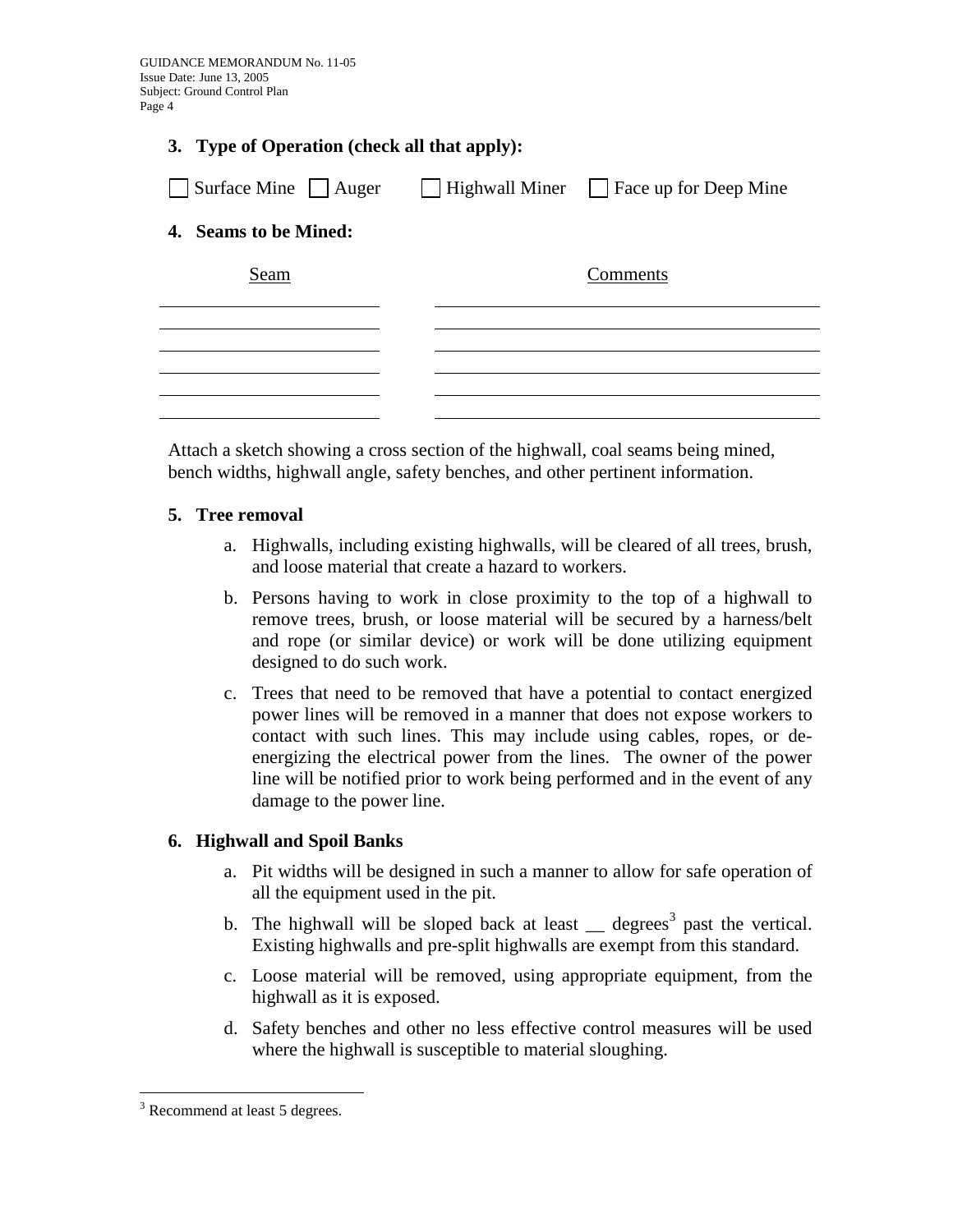### 3. Type of Operation (check all that apply):

☐ Surface Mine ☐ Auger ☐ Highwall Miner ☐ Face up for Deep Mine

### 4. Seams to be Mined:

| Seam | Comments |
| --- | --- |
| | |
| | |
| | |
| | |
| | |

Attach a sketch showing a cross section of the highwall, coal seams being mined, bench widths, highwall angle, safety benches, and other pertinent information.

### 5. Tree removal

a. Highwalls, including existing highwalls, will be cleared of all trees, brush, and loose material that create a hazard to workers.

b. Persons having to work in close proximity to the top of a highwall to remove trees, brush, or loose material will be secured by a harness/belt and rope (or similar device) or work will be done utilizing equipment designed to do such work.

c. Trees that need to be removed that have a potential to contact energized power lines will be removed in a manner that does not expose workers to contact with such lines. This may include using cables, ropes, or de-energizing the electrical power from the lines. The owner of the power line will be notified prior to work being performed and in the event of any damage to the power line.

### 6. Highwall and Spoil Banks

a. Pit widths will be designed in such a manner to allow for safe operation of all the equipment used in the pit.

b. The highwall will be sloped back at least __ degrees[3] past the vertical. Existing highwalls and pre-split highwalls are exempt from this standard.

c. Loose material will be removed, using appropriate equipment, from the highwall as it is exposed.

d. Safety benches and other no less effective control measures will be used where the highwall is susceptible to material sloughing.

---

[3] Recommend at least 5 degrees.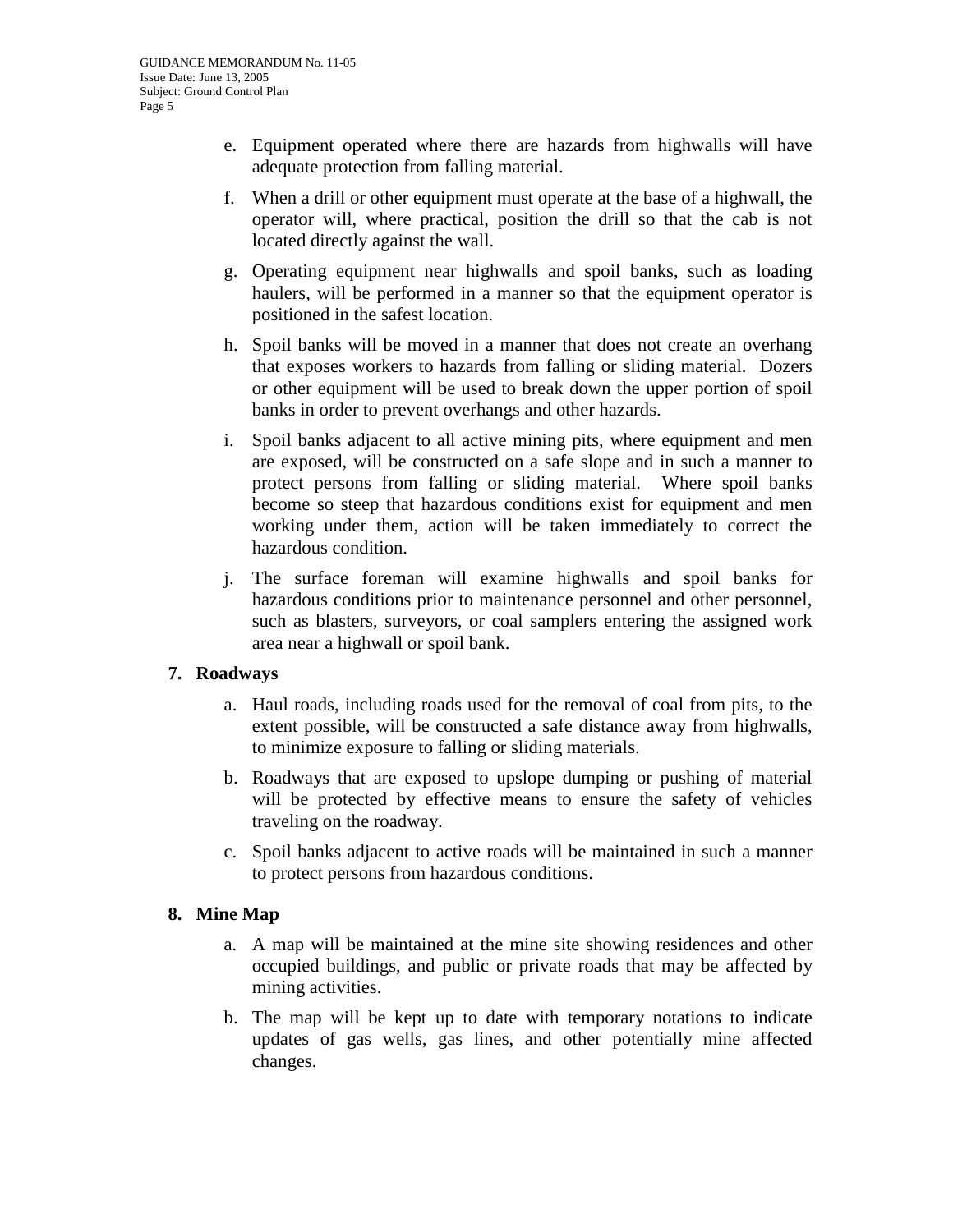e. Equipment operated where there are hazards from highwalls will have adequate protection from falling material.

f. When a drill or other equipment must operate at the base of a highwall, the operator will, where practical, position the drill so that the cab is not located directly against the wall.

g. Operating equipment near highwalls and spoil banks, such as loading haulers, will be performed in a manner so that the equipment operator is positioned in the safest location.

h. Spoil banks will be moved in a manner that does not create an overhang that exposes workers to hazards from falling or sliding material. Dozers or other equipment will be used to break down the upper portion of spoil banks in order to prevent overhangs and other hazards.

i. Spoil banks adjacent to all active mining pits, where equipment and men are exposed, will be constructed on a safe slope and in such a manner to protect persons from falling or sliding material. Where spoil banks become so steep that hazardous conditions exist for equipment and men working under them, action will be taken immediately to correct the hazardous condition.

j. The surface foreman will examine highwalls and spoil banks for hazardous conditions prior to maintenance personnel and other personnel, such as blasters, surveyors, or coal samplers entering the assigned work area near a highwall or spoil bank.

**7. Roadways**

a. Haul roads, including roads used for the removal of coal from pits, to the extent possible, will be constructed a safe distance away from highwalls, to minimize exposure to falling or sliding materials.

b. Roadways that are exposed to upslope dumping or pushing of material will be protected by effective means to ensure the safety of vehicles traveling on the roadway.

c. Spoil banks adjacent to active roads will be maintained in such a manner to protect persons from hazardous conditions.

**8. Mine Map**

a. A map will be maintained at the mine site showing residences and other occupied buildings, and public or private roads that may be affected by mining activities.

b. The map will be kept up to date with temporary notations to indicate updates of gas wells, gas lines, and other potentially mine affected changes.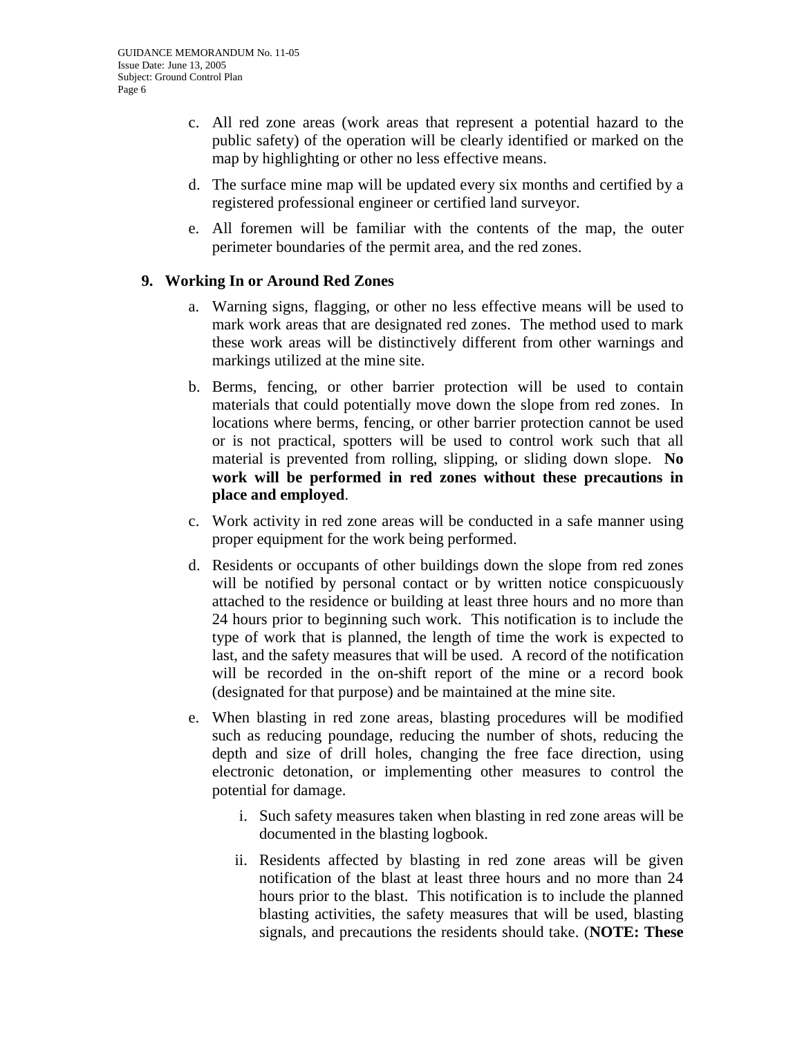c. All red zone areas (work areas that represent a potential hazard to the public safety) of the operation will be clearly identified or marked on the map by highlighting or other no less effective means.

d. The surface mine map will be updated every six months and certified by a registered professional engineer or certified land surveyor.

e. All foremen will be familiar with the contents of the map, the outer perimeter boundaries of the permit area, and the red zones.

## 9. Working In or Around Red Zones

a. Warning signs, flagging, or other no less effective means will be used to mark work areas that are designated red zones. The method used to mark these work areas will be distinctively different from other warnings and markings utilized at the mine site.

b. Berms, fencing, or other barrier protection will be used to contain materials that could potentially move down the slope from red zones. In locations where berms, fencing, or other barrier protection cannot be used or is not practical, spotters will be used to control work such that all material is prevented from rolling, slipping, or sliding down slope. **No work will be performed in red zones without these precautions in place and employed**.

c. Work activity in red zone areas will be conducted in a safe manner using proper equipment for the work being performed.

d. Residents or occupants of other buildings down the slope from red zones will be notified by personal contact or by written notice conspicuously attached to the residence or building at least three hours and no more than 24 hours prior to beginning such work. This notification is to include the type of work that is planned, the length of time the work is expected to last, and the safety measures that will be used. A record of the notification will be recorded in the on-shift report of the mine or a record book (designated for that purpose) and be maintained at the mine site.

e. When blasting in red zone areas, blasting procedures will be modified such as reducing poundage, reducing the number of shots, reducing the depth and size of drill holes, changing the free face direction, using electronic detonation, or implementing other measures to control the potential for damage.

   i. Such safety measures taken when blasting in red zone areas will be documented in the blasting logbook.

   ii. Residents affected by blasting in red zone areas will be given notification of the blast at least three hours and no more than 24 hours prior to the blast. This notification is to include the planned blasting activities, the safety measures that will be used, blasting signals, and precautions the residents should take. (**NOTE: These**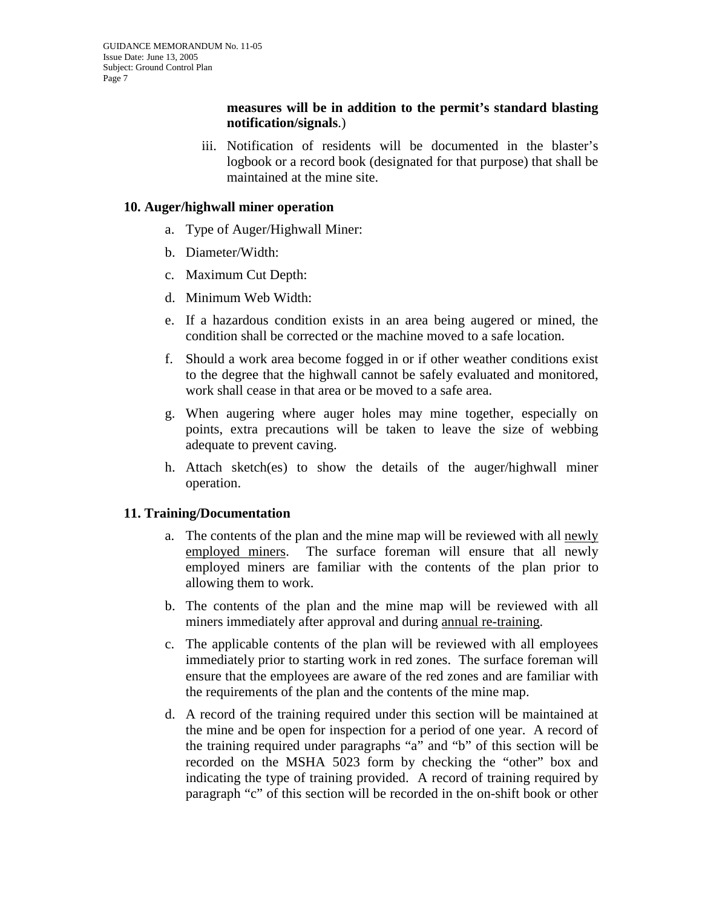**measures will be in addition to the permit's standard blasting notification/signals**.)

iii. Notification of residents will be documented in the blaster's logbook or a record book (designated for that purpose) that shall be maintained at the mine site.

**10. Auger/highwall miner operation**

a. Type of Auger/Highwall Miner:

b. Diameter/Width:

c. Maximum Cut Depth:

d. Minimum Web Width:

e. If a hazardous condition exists in an area being augered or mined, the condition shall be corrected or the machine moved to a safe location.

f. Should a work area become fogged in or if other weather conditions exist to the degree that the highwall cannot be safely evaluated and monitored, work shall cease in that area or be moved to a safe area.

g. When augering where auger holes may mine together, especially on points, extra precautions will be taken to leave the size of webbing adequate to prevent caving.

h. Attach sketch(es) to show the details of the auger/highwall miner operation.

**11. Training/Documentation**

a. The contents of the plan and the mine map will be reviewed with all <u>newly employed miners</u>. The surface foreman will ensure that all newly employed miners are familiar with the contents of the plan prior to allowing them to work.

b. The contents of the plan and the mine map will be reviewed with all miners immediately after approval and during <u>annual re-training</u>.

c. The applicable contents of the plan will be reviewed with all employees immediately prior to starting work in red zones. The surface foreman will ensure that the employees are aware of the red zones and are familiar with the requirements of the plan and the contents of the mine map.

d. A record of the training required under this section will be maintained at the mine and be open for inspection for a period of one year. A record of the training required under paragraphs "a" and "b" of this section will be recorded on the MSHA 5023 form by checking the "other" box and indicating the type of training provided. A record of training required by paragraph "c" of this section will be recorded in the on-shift book or other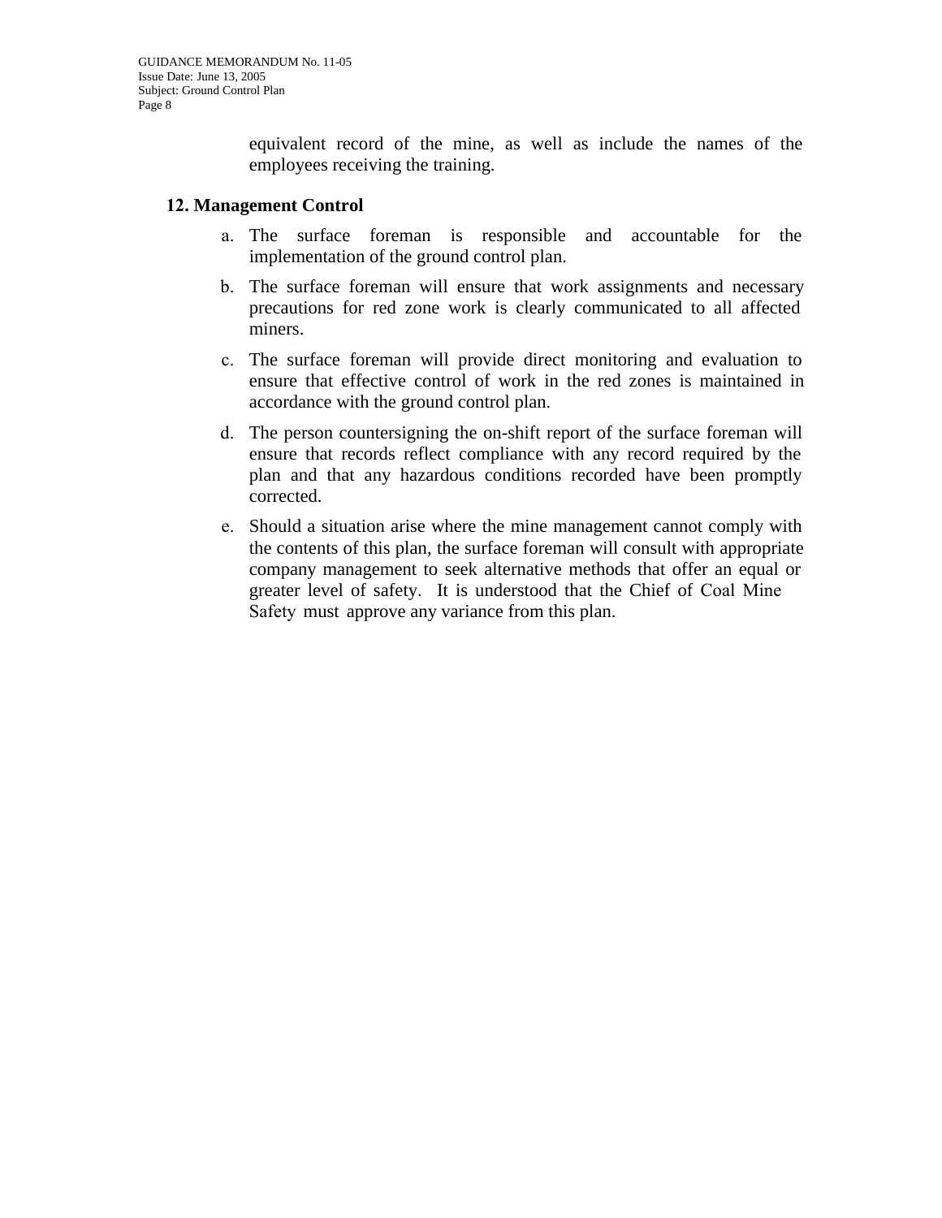equivalent record of the mine, as well as include the names of the employees receiving the training.

**12. Management Control**

a. The surface foreman is responsible and accountable for the implementation of the ground control plan.

b. The surface foreman will ensure that work assignments and necessary precautions for red zone work is clearly communicated to all affected miners.

c. The surface foreman will provide direct monitoring and evaluation to ensure that effective control of work in the red zones is maintained in accordance with the ground control plan.

d. The person countersigning the on-shift report of the surface foreman will ensure that records reflect compliance with any record required by the plan and that any hazardous conditions recorded have been promptly corrected.

e. Should a situation arise where the mine management cannot comply with the contents of this plan, the surface foreman will consult with appropriate company management to seek alternative methods that offer an equal or greater level of safety. It is understood that the Chief of Coal Mine Safety must approve any variance from this plan.